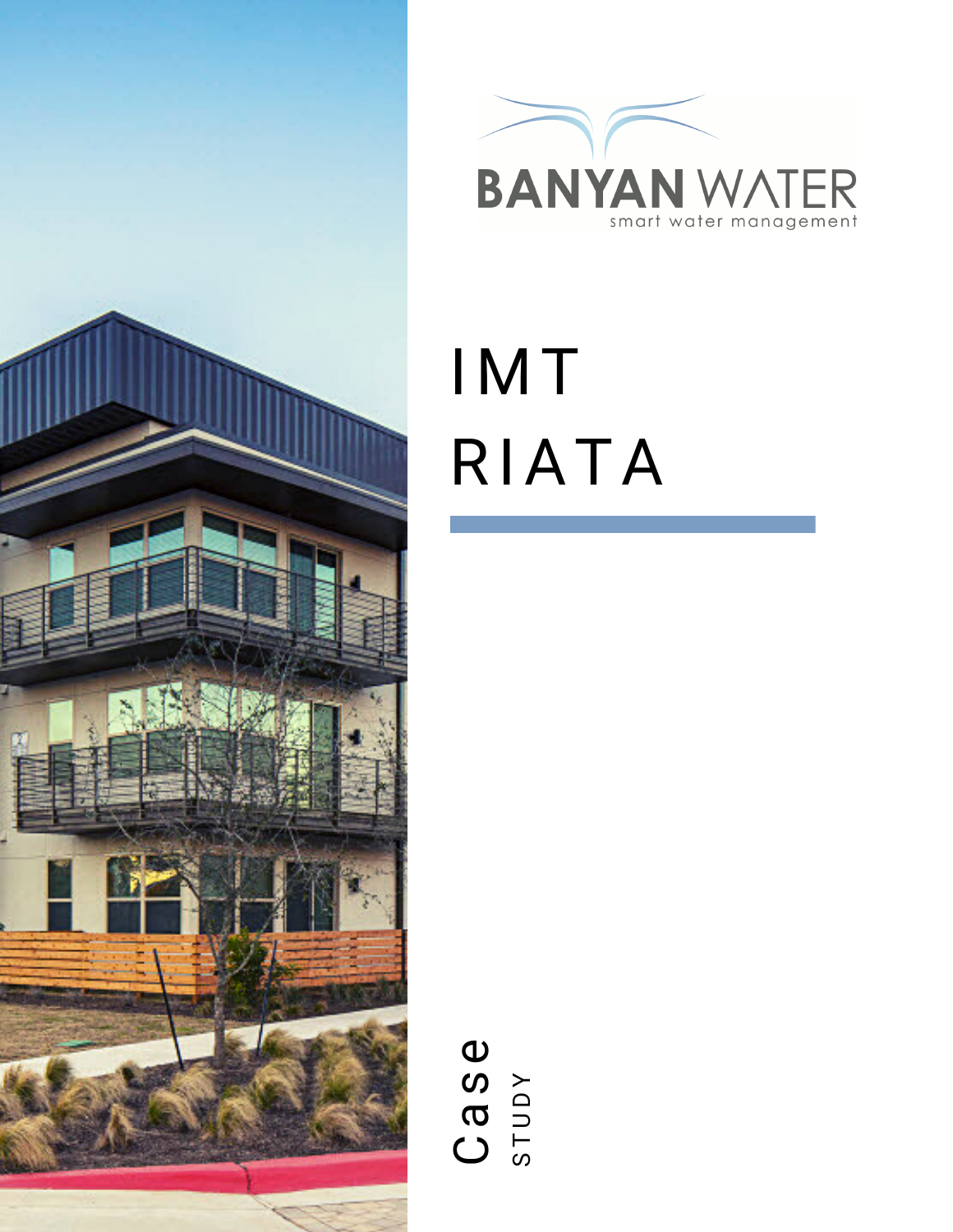BANYAN WATER

smart water management

# IMT RIATA

Case STUDY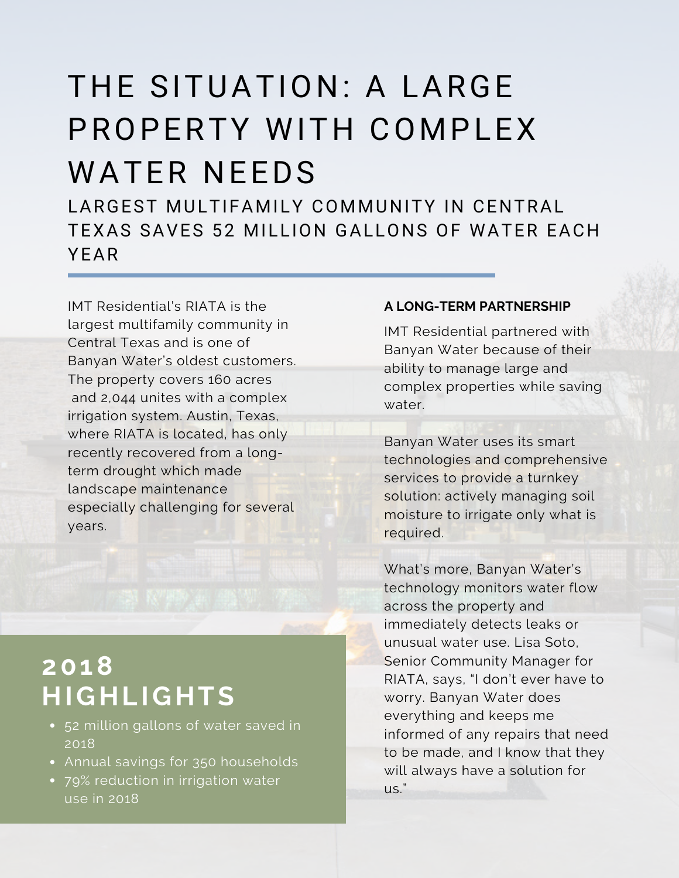# THE SITUATION: A LARGE PROPERTY WITH COMPLEX WATER NEEDS

## LARGEST MULTIFAMILY COMMUNITY IN CENTRAL TEXAS SAVES 52 MILLION GALLONS OF WATER EACH YEAR

IMT Residential's RIATA is the largest multifamily community in Central Texas and is one of Banyan Water's oldest customers. The property covers 160 acres and 2,044 unites with a complex irrigation system. Austin, Texas, where RIATA is located, has only recently recovered from a long-term drought which made landscape maintenance especially challenging for several years.

## 2018 HIGHLIGHTS

- 52 million gallons of water saved in 2018
- Annual savings for 350 households
- 79% reduction in irrigation water use in 2018

**A LONG-TERM PARTNERSHIP**

IMT Residential partnered with Banyan Water because of their ability to manage large and complex properties while saving water.

Banyan Water uses its smart technologies and comprehensive services to provide a turnkey solution: actively managing soil moisture to irrigate only what is required.

What's more, Banyan Water's technology monitors water flow across the property and immediately detects leaks or unusual water use. Lisa Soto, Senior Community Manager for RIATA, says, "I don't ever have to worry. Banyan Water does everything and keeps me informed of any repairs that need to be made, and I know that they will always have a solution for us."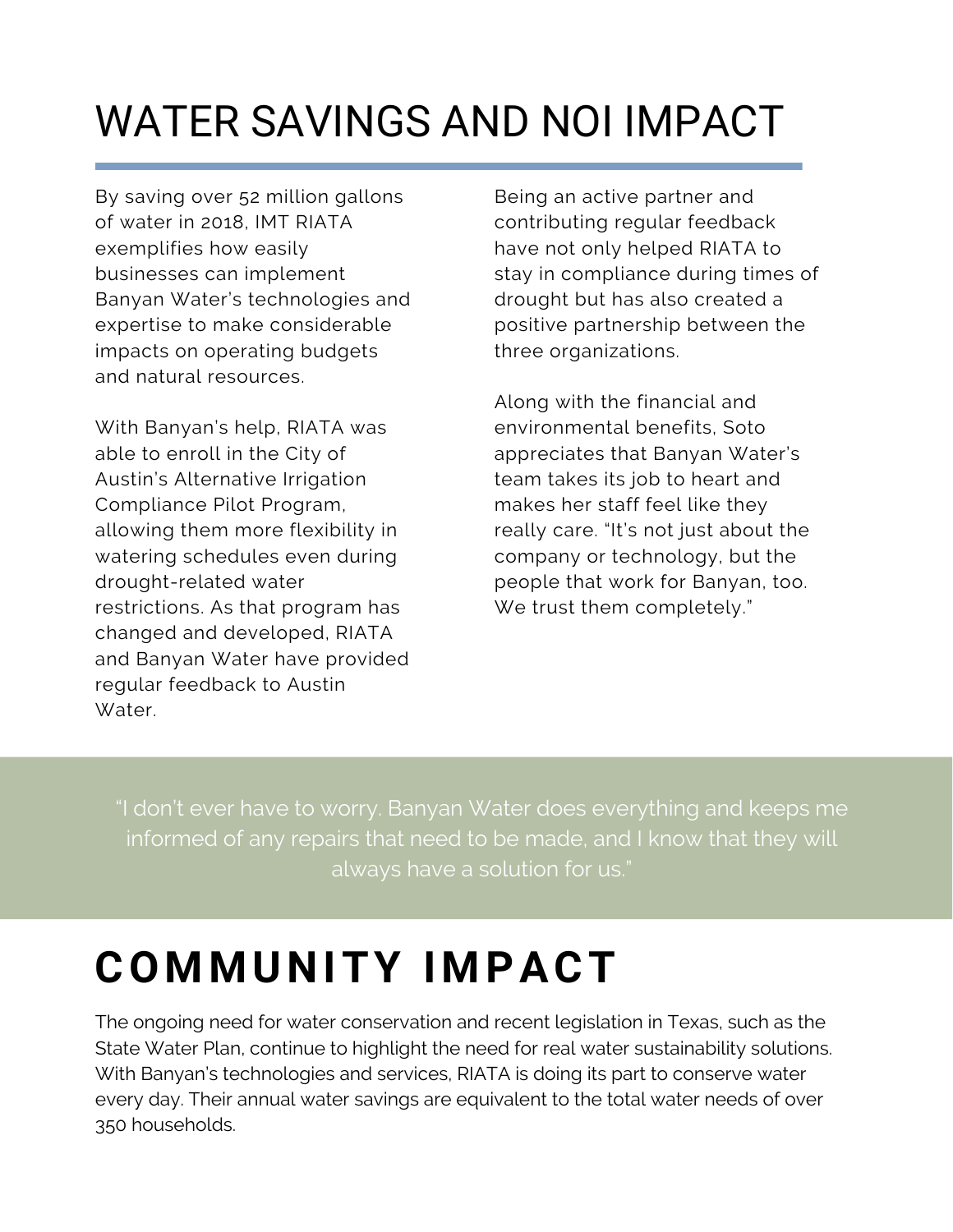# WATER SAVINGS AND NOI IMPACT

By saving over 52 million gallons of water in 2018, IMT RIATA exemplifies how easily businesses can implement Banyan Water's technologies and expertise to make considerable impacts on operating budgets and natural resources.

With Banyan's help, RIATA was able to enroll in the City of Austin's Alternative Irrigation Compliance Pilot Program, allowing them more flexibility in watering schedules even during drought-related water restrictions. As that program has changed and developed, RIATA and Banyan Water have provided regular feedback to Austin Water.

Being an active partner and contributing regular feedback have not only helped RIATA to stay in compliance during times of drought but has also created a positive partnership between the three organizations.

Along with the financial and environmental benefits, Soto appreciates that Banyan Water's team takes its job to heart and makes her staff feel like they really care. "It's not just about the company or technology, but the people that work for Banyan, too. We trust them completely."

> "I don't ever have to worry. Banyan Water does everything and keeps me informed of any repairs that need to be made, and I know that they will always have a solution for us."

# COMMUNITY IMPACT

The ongoing need for water conservation and recent legislation in Texas, such as the State Water Plan, continue to highlight the need for real water sustainability solutions. With Banyan's technologies and services, RIATA is doing its part to conserve water every day. Their annual water savings are equivalent to the total water needs of over 350 households.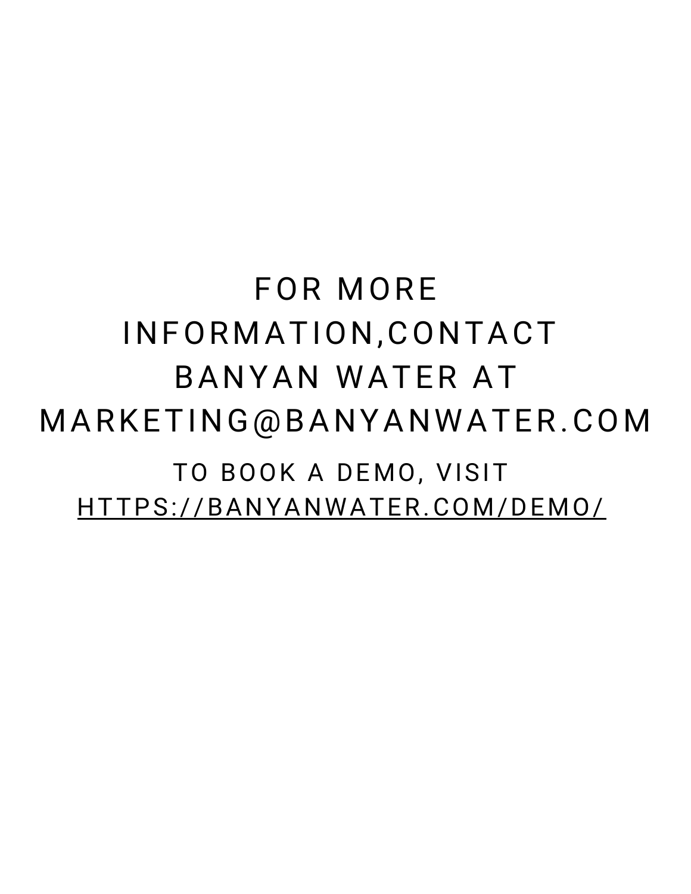FOR MORE INFORMATION,CONTACT BANYAN WATER AT MARKETING@BANYANWATER.COM

TO BOOK A DEMO, VISIT [HTTPS://BANYANWATER.COM/DEMO/](https://banyanwater.com/demo/)